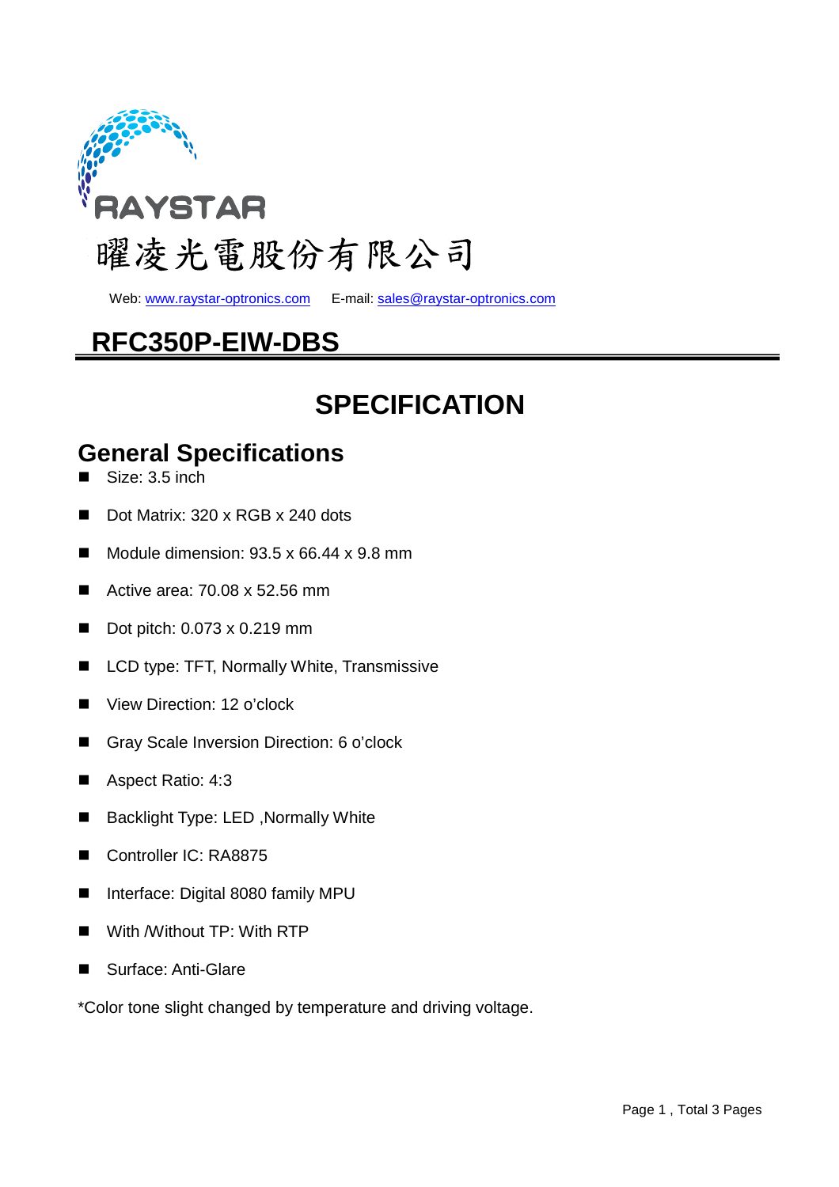RAYSTAR

曜凌光電股份有限公司

Web: www.raystar-optronics.com E-mail: sales@raystar-optronics.com

# RFC350P-EIW-DBS

# SPECIFICATION

## General Specifications

- Size: 3.5 inch
- Dot Matrix: 320 x RGB x 240 dots
- Module dimension: 93.5 x 66.44 x 9.8 mm
- Active area: 70.08 x 52.56 mm
- Dot pitch: 0.073 x 0.219 mm
- LCD type: TFT, Normally White, Transmissive
- View Direction: 12 o'clock
- Gray Scale Inversion Direction: 6 o'clock
- Aspect Ratio: 4:3
- Backlight Type: LED ,Normally White
- Controller IC: RA8875
- Interface: Digital 8080 family MPU
- With /Without TP: With RTP
- Surface: Anti-Glare

*Color tone slight changed by temperature and driving voltage.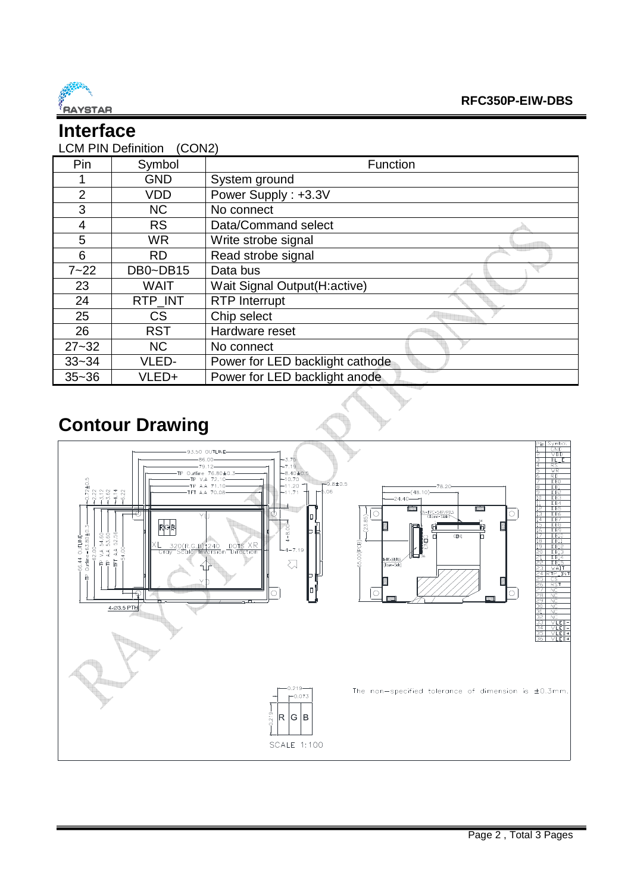# Interface

LCM PIN Definition (CON2)

| Pin | Symbol | Function |
|---|---|---|
| 1 | GND | System ground |
| 2 | VDD | Power Supply : +3.3V |
| 3 | NC | No connect |
| 4 | RS | Data/Command select |
| 5 | WR | Write strobe signal |
| 6 | RD | Read strobe signal |
| 7~22 | DB0~DB15 | Data bus |
| 23 | WAIT | Wait Signal Output(H:active) |
| 24 | RTP_INT | RTP Interrupt |
| 25 | CS | Chip select |
| 26 | RST | Hardware reset |
| 27~32 | NC | No connect |
| 33~34 | VLED- | Power for LED backlight cathode |
| 35~36 | VLED+ | Power for LED backlight anode |

# Contour Drawing

The non-specified tolerance of dimension is ±0.3mm.

SCALE 1:100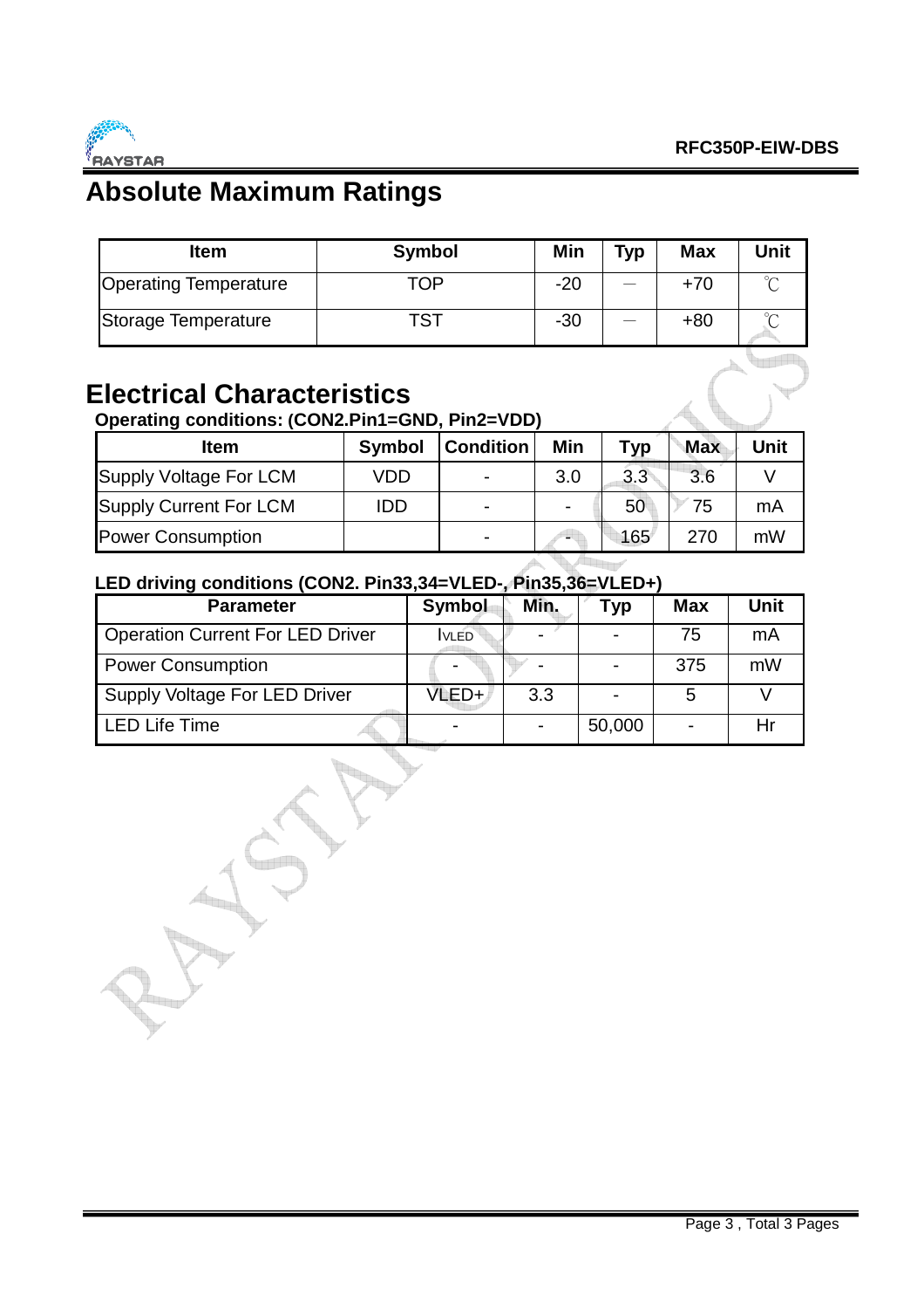# Absolute Maximum Ratings

| Item | Symbol | Min | Typ | Max | Unit |
|---|---|---|---|---|---|
| Operating Temperature | TOP | -20 | — | +70 | ℃ |
| Storage Temperature | TST | -30 | — | +80 | ℃ |

# Electrical Characteristics

**Operating conditions: (CON2.Pin1=GND, Pin2=VDD)**

| Item | Symbol | Condition | Min | Typ | Max | Unit |
|---|---|---|---|---|---|---|
| Supply Voltage For LCM | VDD | - | 3.0 | 3.3 | 3.6 | V |
| Supply Current For LCM | IDD | - | - | 50 | 75 | mA |
| Power Consumption | | - | - | 165 | 270 | mW |

**LED driving conditions (CON2. Pin33,34=VLED-, Pin35,36=VLED+)**

| Parameter | Symbol | Min. | Typ | Max | Unit |
|---|---|---|---|---|---|
| Operation Current For LED Driver | $I_{VLED}$ | - | - | 75 | mA |
| Power Consumption | - | - | - | 375 | mW |
| Supply Voltage For LED Driver | VLED+ | 3.3 | - | 5 | V |
| LED Life Time | - | - | 50,000 | - | Hr |